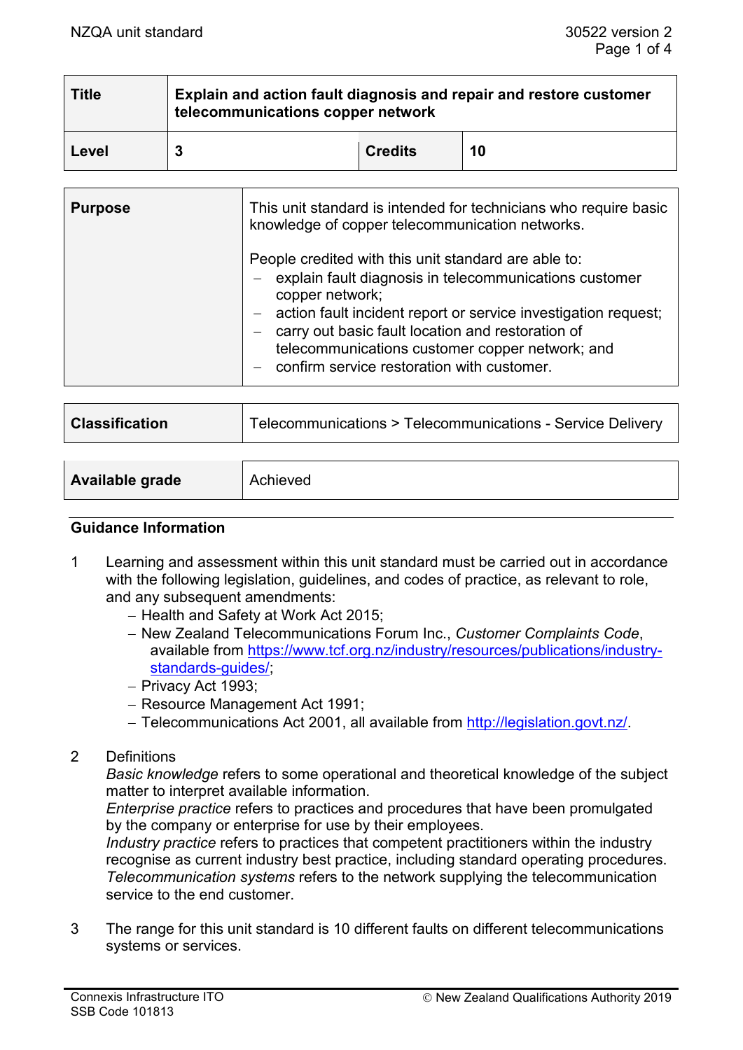| Title | Explain and action fault diagnosis and repair and restore customer telecommunications copper network | | |
|---|---|---|---|
| Level | 3 | Credits | 10 |

| Purpose | This unit standard is intended for technicians who require basic knowledge of copper telecommunication networks.<br><br>People credited with this unit standard are able to:<br>– explain fault diagnosis in telecommunications customer copper network;<br>– action fault incident report or service investigation request;<br>– carry out basic fault location and restoration of telecommunications customer copper network; and<br>– confirm service restoration with customer. |
|---|---|

| Classification | Telecommunications > Telecommunications - Service Delivery |
|---|---|

| Available grade | Achieved |
|---|---|

## Guidance Information

1. Learning and assessment within this unit standard must be carried out in accordance with the following legislation, guidelines, and codes of practice, as relevant to role, and any subsequent amendments:
   - Health and Safety at Work Act 2015;
   - New Zealand Telecommunications Forum Inc., *Customer Complaints Code*, available from https://www.tcf.org.nz/industry/resources/publications/industry-standards-guides/;
   - Privacy Act 1993;
   - Resource Management Act 1991;
   - Telecommunications Act 2001, all available from http://legislation.govt.nz/.

2. Definitions
   *Basic knowledge* refers to some operational and theoretical knowledge of the subject matter to interpret available information.
   *Enterprise practice* refers to practices and procedures that have been promulgated by the company or enterprise for use by their employees.
   *Industry practice* refers to practices that competent practitioners within the industry recognise as current industry best practice, including standard operating procedures.
   *Telecommunication systems* refers to the network supplying the telecommunication service to the end customer.

3. The range for this unit standard is 10 different faults on different telecommunications systems or services.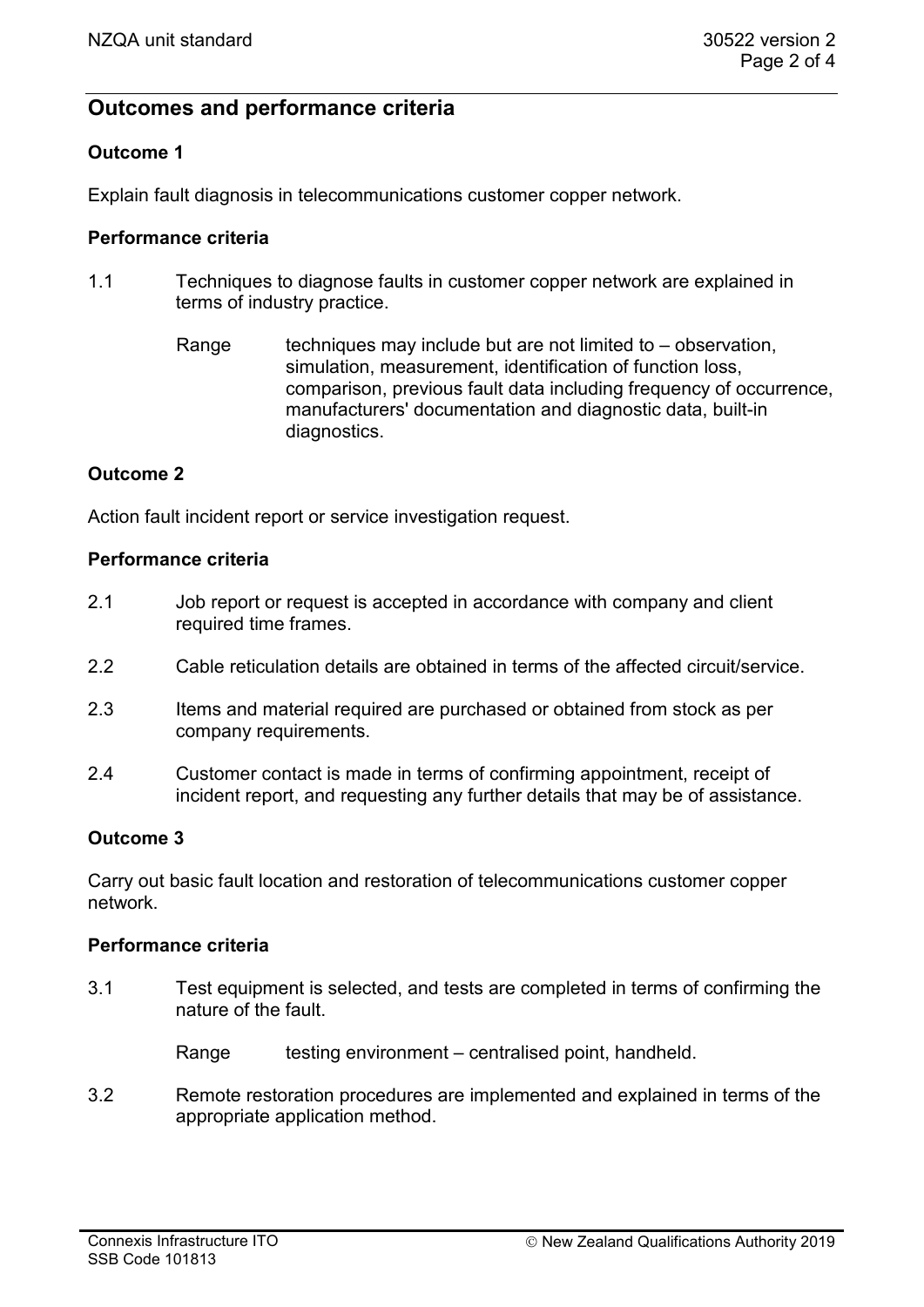## Outcomes and performance criteria

### Outcome 1

Explain fault diagnosis in telecommunications customer copper network.

#### Performance criteria

1.1 Techniques to diagnose faults in customer copper network are explained in terms of industry practice.

Range techniques may include but are not limited to – observation, simulation, measurement, identification of function loss, comparison, previous fault data including frequency of occurrence, manufacturers' documentation and diagnostic data, built-in diagnostics.

### Outcome 2

Action fault incident report or service investigation request.

#### Performance criteria

2.1 Job report or request is accepted in accordance with company and client required time frames.

2.2 Cable reticulation details are obtained in terms of the affected circuit/service.

2.3 Items and material required are purchased or obtained from stock as per company requirements.

2.4 Customer contact is made in terms of confirming appointment, receipt of incident report, and requesting any further details that may be of assistance.

### Outcome 3

Carry out basic fault location and restoration of telecommunications customer copper network.

#### Performance criteria

3.1 Test equipment is selected, and tests are completed in terms of confirming the nature of the fault.

Range testing environment – centralised point, handheld.

3.2 Remote restoration procedures are implemented and explained in terms of the appropriate application method.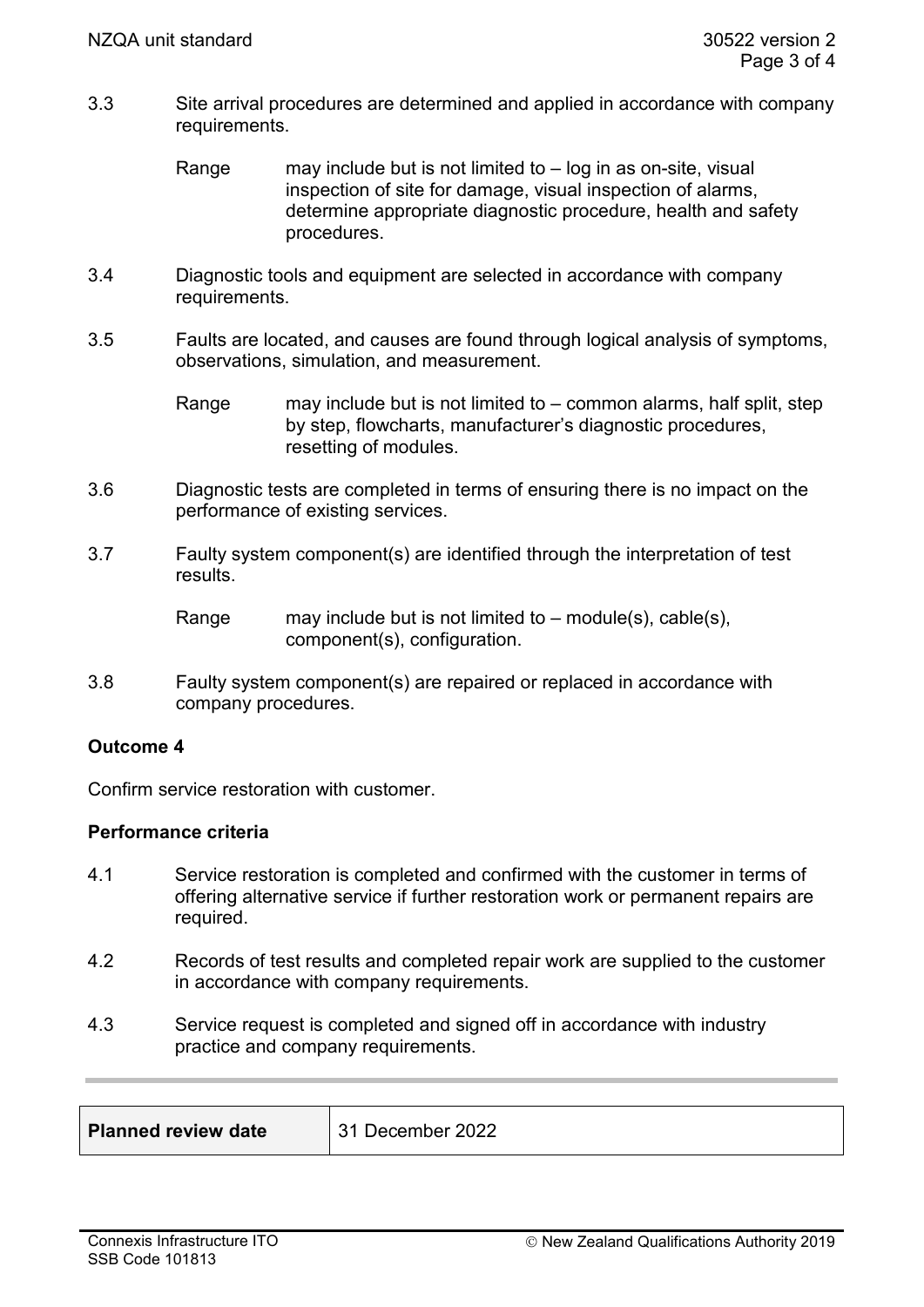3.3 Site arrival procedures are determined and applied in accordance with company requirements.

Range may include but is not limited to – log in as on-site, visual inspection of site for damage, visual inspection of alarms, determine appropriate diagnostic procedure, health and safety procedures.

3.4 Diagnostic tools and equipment are selected in accordance with company requirements.

3.5 Faults are located, and causes are found through logical analysis of symptoms, observations, simulation, and measurement.

Range may include but is not limited to – common alarms, half split, step by step, flowcharts, manufacturer's diagnostic procedures, resetting of modules.

3.6 Diagnostic tests are completed in terms of ensuring there is no impact on the performance of existing services.

3.7 Faulty system component(s) are identified through the interpretation of test results.

Range may include but is not limited to – module(s), cable(s), component(s), configuration.

3.8 Faulty system component(s) are repaired or replaced in accordance with company procedures.

**Outcome 4**

Confirm service restoration with customer.

**Performance criteria**

4.1 Service restoration is completed and confirmed with the customer in terms of offering alternative service if further restoration work or permanent repairs are required.

4.2 Records of test results and completed repair work are supplied to the customer in accordance with company requirements.

4.3 Service request is completed and signed off in accordance with industry practice and company requirements.

| **Planned review date** | 31 December 2022 |
|---|---|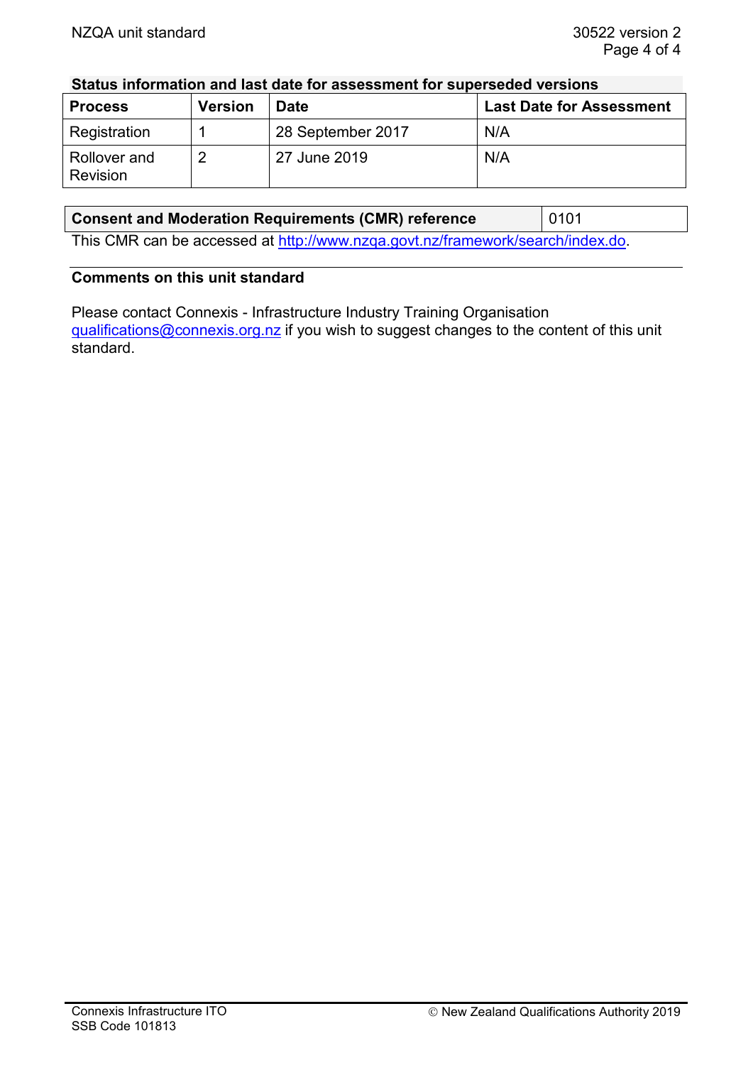**Status information and last date for assessment for superseded versions**

| Process | Version | Date | Last Date for Assessment |
| --- | --- | --- | --- |
| Registration | 1 | 28 September 2017 | N/A |
| Rollover and Revision | 2 | 27 June 2019 | N/A |

| Consent and Moderation Requirements (CMR) reference | 0101 |
| --- | --- |

This CMR can be accessed at http://www.nzqa.govt.nz/framework/search/index.do.

**Comments on this unit standard**

Please contact Connexis - Infrastructure Industry Training Organisation qualifications@connexis.org.nz if you wish to suggest changes to the content of this unit standard.